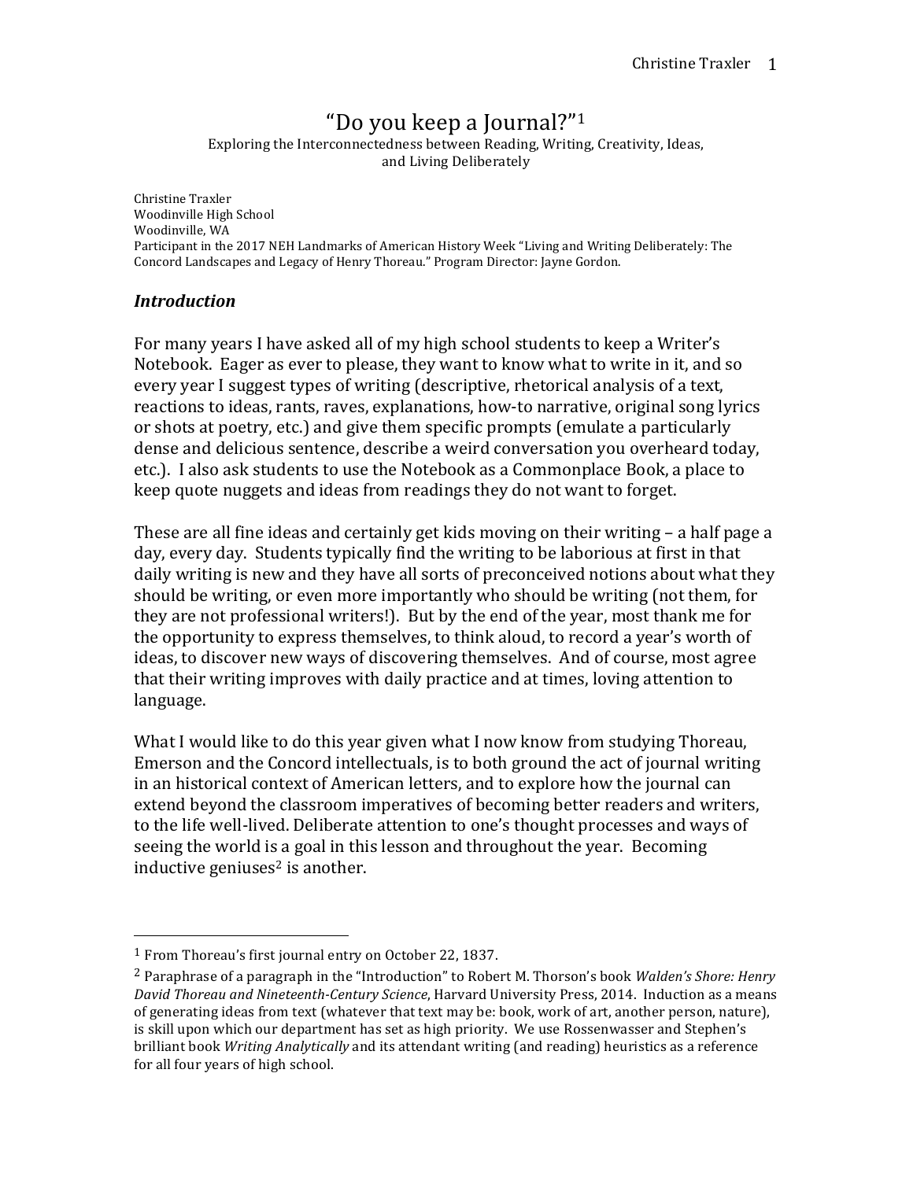# "Do you keep a Journal?"[1]

Exploring the Interconnectedness between Reading, Writing, Creativity, Ideas, and Living Deliberately

Christine Traxler
Woodinville High School
Woodinville, WA
Participant in the 2017 NEH Landmarks of American History Week "Living and Writing Deliberately: The Concord Landscapes and Legacy of Henry Thoreau." Program Director: Jayne Gordon.

## *Introduction*

For many years I have asked all of my high school students to keep a Writer's Notebook. Eager as ever to please, they want to know what to write in it, and so every year I suggest types of writing (descriptive, rhetorical analysis of a text, reactions to ideas, rants, raves, explanations, how-to narrative, original song lyrics or shots at poetry, etc.) and give them specific prompts (emulate a particularly dense and delicious sentence, describe a weird conversation you overheard today, etc.). I also ask students to use the Notebook as a Commonplace Book, a place to keep quote nuggets and ideas from readings they do not want to forget.

These are all fine ideas and certainly get kids moving on their writing – a half page a day, every day. Students typically find the writing to be laborious at first in that daily writing is new and they have all sorts of preconceived notions about what they should be writing, or even more importantly who should be writing (not them, for they are not professional writers!). But by the end of the year, most thank me for the opportunity to express themselves, to think aloud, to record a year's worth of ideas, to discover new ways of discovering themselves. And of course, most agree that their writing improves with daily practice and at times, loving attention to language.

What I would like to do this year given what I now know from studying Thoreau, Emerson and the Concord intellectuals, is to both ground the act of journal writing in an historical context of American letters, and to explore how the journal can extend beyond the classroom imperatives of becoming better readers and writers, to the life well-lived. Deliberate attention to one's thought processes and ways of seeing the world is a goal in this lesson and throughout the year. Becoming inductive geniuses[2] is another.

---

[1] From Thoreau's first journal entry on October 22, 1837.

[2] Paraphrase of a paragraph in the "Introduction" to Robert M. Thorson's book *Walden's Shore: Henry David Thoreau and Nineteenth-Century Science*, Harvard University Press, 2014. Induction as a means of generating ideas from text (whatever that text may be: book, work of art, another person, nature), is skill upon which our department has set as high priority. We use Rossenwasser and Stephen's brilliant book *Writing Analytically* and its attendant writing (and reading) heuristics as a reference for all four years of high school.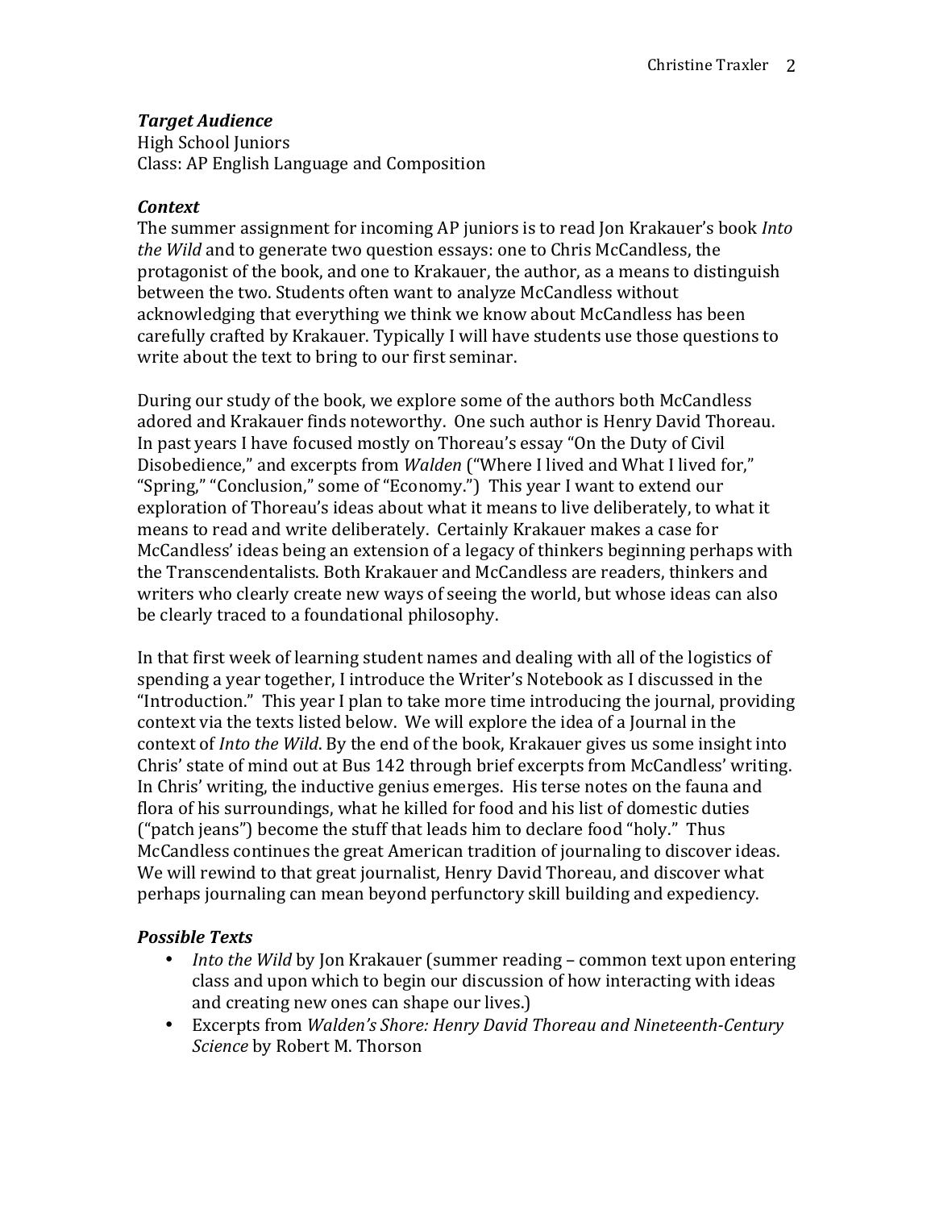***Target Audience***
High School Juniors
Class: AP English Language and Composition

***Context***
The summer assignment for incoming AP juniors is to read Jon Krakauer's book *Into the Wild* and to generate two question essays: one to Chris McCandless, the protagonist of the book, and one to Krakauer, the author, as a means to distinguish between the two. Students often want to analyze McCandless without acknowledging that everything we think we know about McCandless has been carefully crafted by Krakauer. Typically I will have students use those questions to write about the text to bring to our first seminar.

During our study of the book, we explore some of the authors both McCandless adored and Krakauer finds noteworthy. One such author is Henry David Thoreau. In past years I have focused mostly on Thoreau's essay "On the Duty of Civil Disobedience," and excerpts from *Walden* ("Where I lived and What I lived for," "Spring," "Conclusion," some of "Economy.") This year I want to extend our exploration of Thoreau's ideas about what it means to live deliberately, to what it means to read and write deliberately. Certainly Krakauer makes a case for McCandless' ideas being an extension of a legacy of thinkers beginning perhaps with the Transcendentalists. Both Krakauer and McCandless are readers, thinkers and writers who clearly create new ways of seeing the world, but whose ideas can also be clearly traced to a foundational philosophy.

In that first week of learning student names and dealing with all of the logistics of spending a year together, I introduce the Writer's Notebook as I discussed in the "Introduction." This year I plan to take more time introducing the journal, providing context via the texts listed below. We will explore the idea of a Journal in the context of *Into the Wild*. By the end of the book, Krakauer gives us some insight into Chris' state of mind out at Bus 142 through brief excerpts from McCandless' writing. In Chris' writing, the inductive genius emerges. His terse notes on the fauna and flora of his surroundings, what he killed for food and his list of domestic duties ("patch jeans") become the stuff that leads him to declare food "holy." Thus McCandless continues the great American tradition of journaling to discover ideas. We will rewind to that great journalist, Henry David Thoreau, and discover what perhaps journaling can mean beyond perfunctory skill building and expediency.

***Possible Texts***

- *Into the Wild* by Jon Krakauer (summer reading – common text upon entering class and upon which to begin our discussion of how interacting with ideas and creating new ones can shape our lives.)
- Excerpts from *Walden's Shore: Henry David Thoreau and Nineteenth-Century Science* by Robert M. Thorson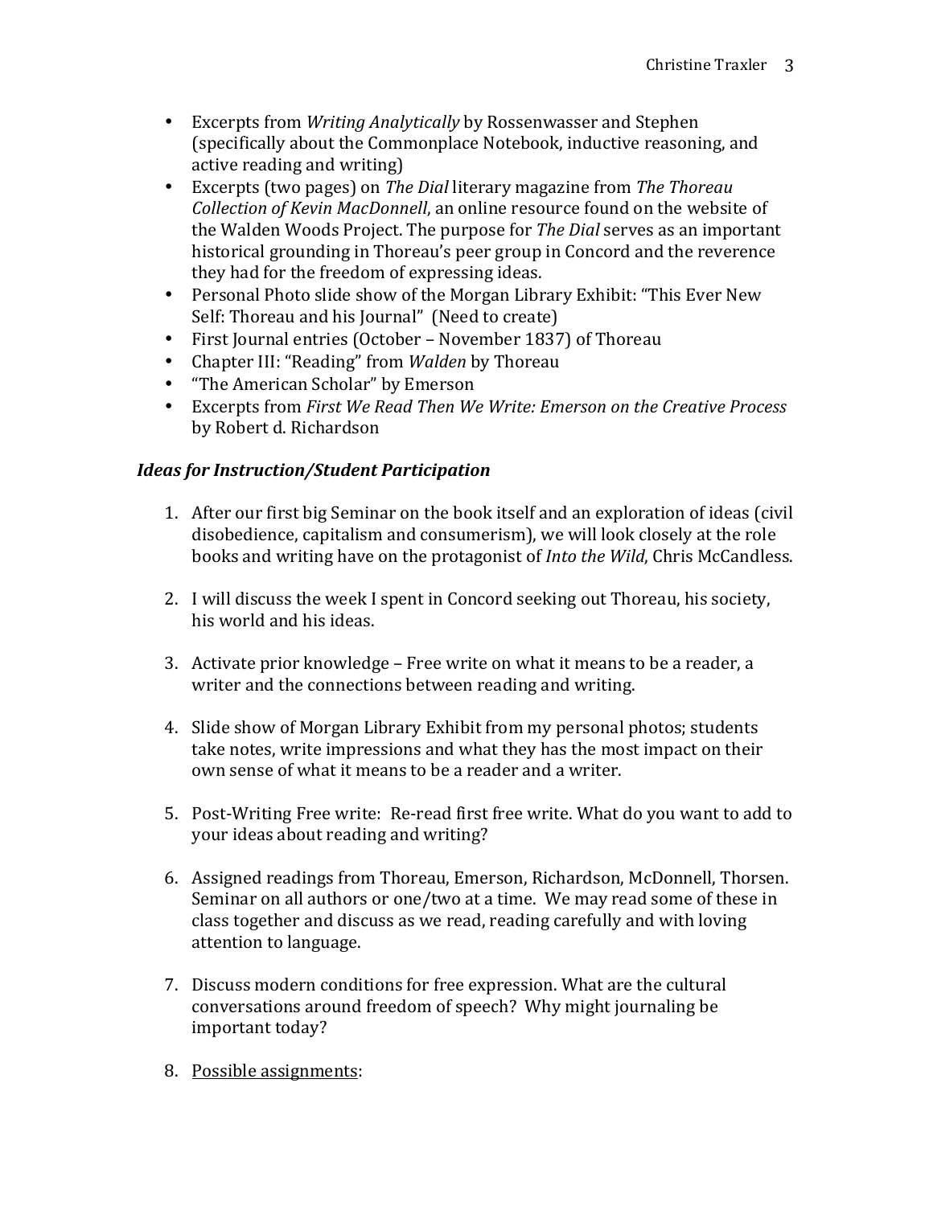- Excerpts from *Writing Analytically* by Rossenwasser and Stephen (specifically about the Commonplace Notebook, inductive reasoning, and active reading and writing)
- Excerpts (two pages) on *The Dial* literary magazine from *The Thoreau Collection of Kevin MacDonnell*, an online resource found on the website of the Walden Woods Project. The purpose for *The Dial* serves as an important historical grounding in Thoreau's peer group in Concord and the reverence they had for the freedom of expressing ideas.
- Personal Photo slide show of the Morgan Library Exhibit: "This Ever New Self: Thoreau and his Journal" (Need to create)
- First Journal entries (October – November 1837) of Thoreau
- Chapter III: "Reading" from *Walden* by Thoreau
- "The American Scholar" by Emerson
- Excerpts from *First We Read Then We Write: Emerson on the Creative Process* by Robert d. Richardson

### *Ideas for Instruction/Student Participation*

1. After our first big Seminar on the book itself and an exploration of ideas (civil disobedience, capitalism and consumerism), we will look closely at the role books and writing have on the protagonist of *Into the Wild*, Chris McCandless.

2. I will discuss the week I spent in Concord seeking out Thoreau, his society, his world and his ideas.

3. Activate prior knowledge – Free write on what it means to be a reader, a writer and the connections between reading and writing.

4. Slide show of Morgan Library Exhibit from my personal photos; students take notes, write impressions and what they has the most impact on their own sense of what it means to be a reader and a writer.

5. Post-Writing Free write: Re-read first free write. What do you want to add to your ideas about reading and writing?

6. Assigned readings from Thoreau, Emerson, Richardson, McDonnell, Thorsen. Seminar on all authors or one/two at a time. We may read some of these in class together and discuss as we read, reading carefully and with loving attention to language.

7. Discuss modern conditions for free expression. What are the cultural conversations around freedom of speech? Why might journaling be important today?

8. <u>Possible assignments</u>: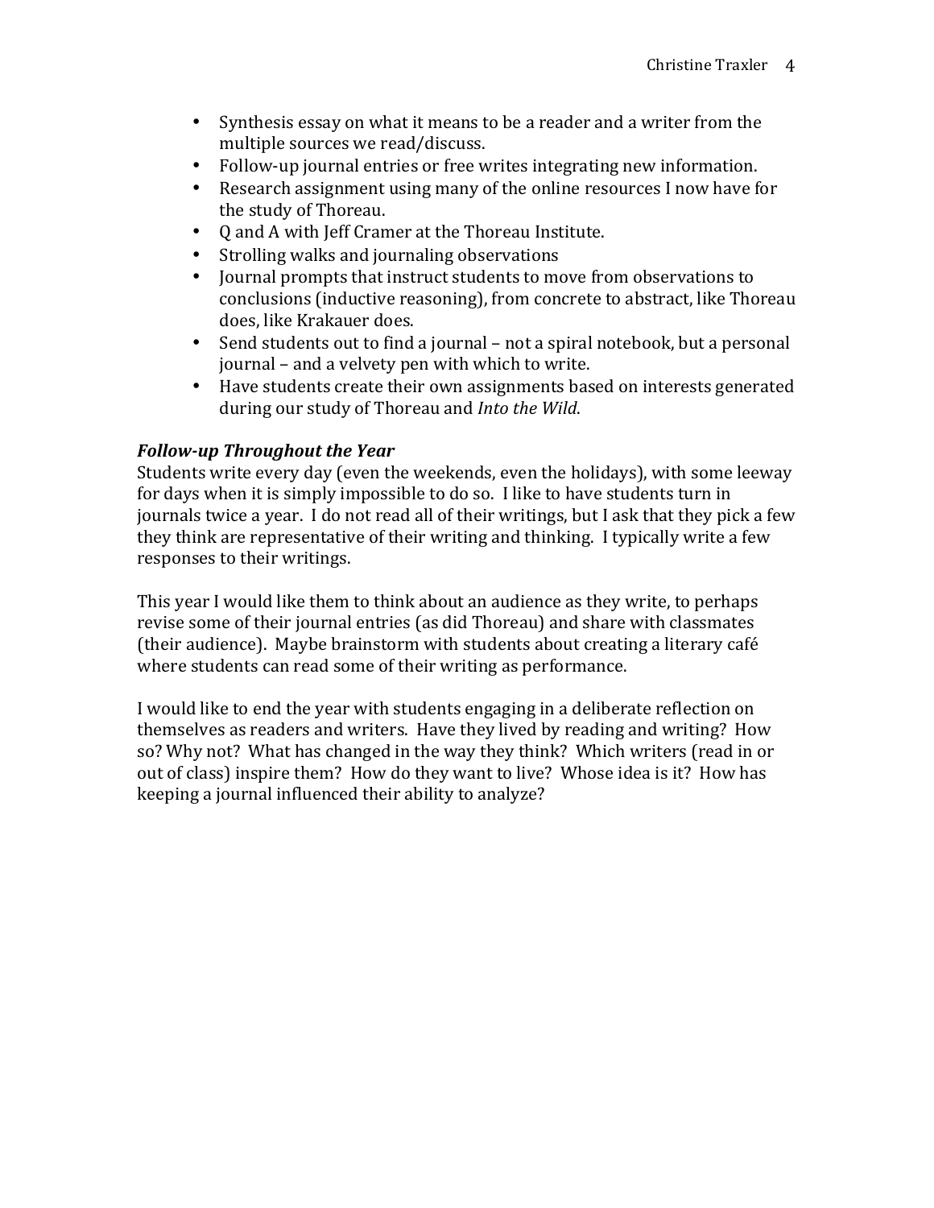- Synthesis essay on what it means to be a reader and a writer from the multiple sources we read/discuss.
- Follow-up journal entries or free writes integrating new information.
- Research assignment using many of the online resources I now have for the study of Thoreau.
- Q and A with Jeff Cramer at the Thoreau Institute.
- Strolling walks and journaling observations
- Journal prompts that instruct students to move from observations to conclusions (inductive reasoning), from concrete to abstract, like Thoreau does, like Krakauer does.
- Send students out to find a journal – not a spiral notebook, but a personal journal – and a velvety pen with which to write.
- Have students create their own assignments based on interests generated during our study of Thoreau and *Into the Wild*.

***Follow-up Throughout the Year***

Students write every day (even the weekends, even the holidays), with some leeway for days when it is simply impossible to do so. I like to have students turn in journals twice a year. I do not read all of their writings, but I ask that they pick a few they think are representative of their writing and thinking. I typically write a few responses to their writings.

This year I would like them to think about an audience as they write, to perhaps revise some of their journal entries (as did Thoreau) and share with classmates (their audience). Maybe brainstorm with students about creating a literary café where students can read some of their writing as performance.

I would like to end the year with students engaging in a deliberate reflection on themselves as readers and writers. Have they lived by reading and writing? How so? Why not? What has changed in the way they think? Which writers (read in or out of class) inspire them? How do they want to live? Whose idea is it? How has keeping a journal influenced their ability to analyze?